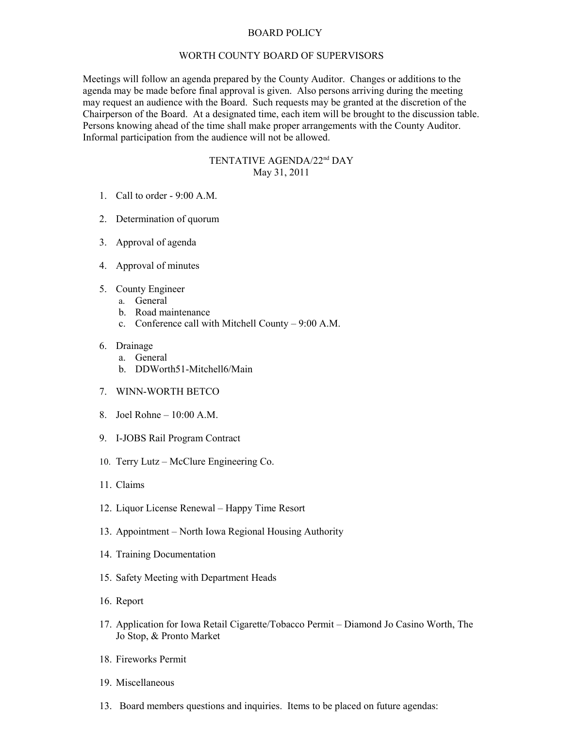# BOARD POLICY

## WORTH COUNTY BOARD OF SUPERVISORS

Meetings will follow an agenda prepared by the County Auditor. Changes or additions to the agenda may be made before final approval is given. Also persons arriving during the meeting may request an audience with the Board. Such requests may be granted at the discretion of the Chairperson of the Board. At a designated time, each item will be brought to the discussion table. Persons knowing ahead of the time shall make proper arrangements with the County Auditor. Informal participation from the audience will not be allowed.

## TENTATIVE AGENDA/22nd DAY
May 31, 2011

1. Call to order - 9:00 A.M.
2. Determination of quorum
3. Approval of agenda
4. Approval of minutes
5. County Engineer
   a. General
   b. Road maintenance
   c. Conference call with Mitchell County – 9:00 A.M.
6. Drainage
   a. General
   b. DDWorth51-Mitchell6/Main
7. WINN-WORTH BETCO
8. Joel Rohne – 10:00 A.M.
9. I-JOBS Rail Program Contract
10. Terry Lutz – McClure Engineering Co.
11. Claims
12. Liquor License Renewal – Happy Time Resort
13. Appointment – North Iowa Regional Housing Authority
14. Training Documentation
15. Safety Meeting with Department Heads
16. Report
17. Application for Iowa Retail Cigarette/Tobacco Permit – Diamond Jo Casino Worth, The Jo Stop, & Pronto Market
18. Fireworks Permit
19. Miscellaneous

13. Board members questions and inquiries. Items to be placed on future agendas: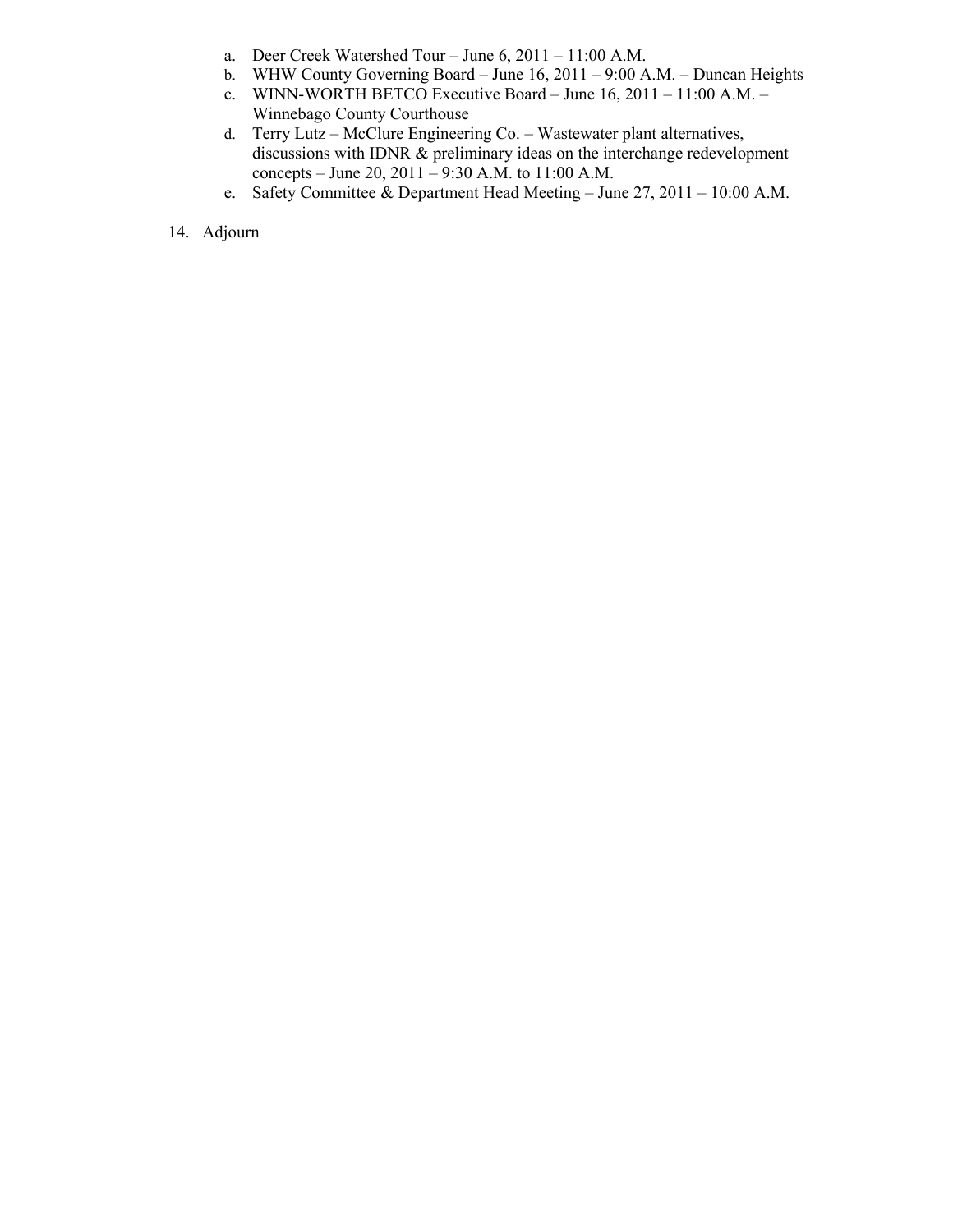a. Deer Creek Watershed Tour – June 6, 2011 – 11:00 A.M.
b. WHW County Governing Board – June 16, 2011 – 9:00 A.M. – Duncan Heights
c. WINN-WORTH BETCO Executive Board – June 16, 2011 – 11:00 A.M. – Winnebago County Courthouse
d. Terry Lutz – McClure Engineering Co. – Wastewater plant alternatives, discussions with IDNR & preliminary ideas on the interchange redevelopment concepts – June 20, 2011 – 9:30 A.M. to 11:00 A.M.
e. Safety Committee & Department Head Meeting – June 27, 2011 – 10:00 A.M.

14. Adjourn